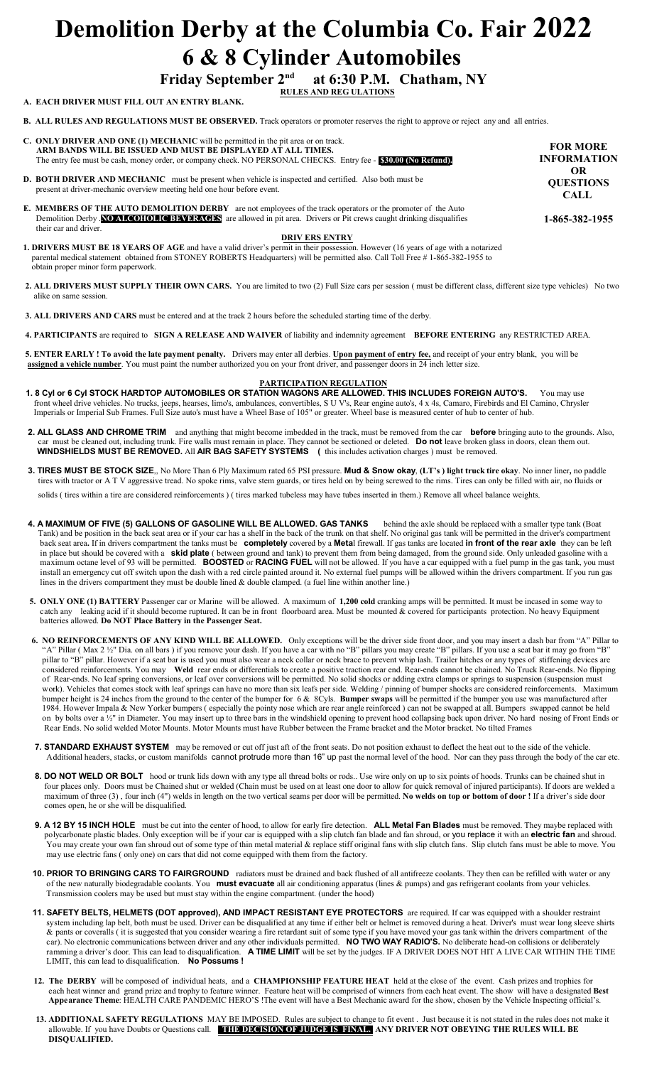# Demolition Derby at the Columbia Co. Fair 2022

# 6 & 8 Cylinder Automobiles

## Friday September 2nd at 6:30 P.M. Chatham, NY

**RULES AND REGULATIONS**

**A. EACH DRIVER MUST FILL OUT AN ENTRY BLANK.**

**B. ALL RULES AND REGULATIONS MUST BE OBSERVED.** Track operators or promoter reserves the right to approve or reject any and all entries.

**C. ONLY DRIVER AND ONE (1) MECHANIC** will be permitted in the pit area or on track. **ARM BANDS WILL BE ISSUED AND MUST BE DISPLAYED AT ALL TIMES.** The entry fee must be cash, money order, or company check. NO PERSONAL CHECKS. Entry fee - **$30.00 (No Refund).**

**D. BOTH DRIVER AND MECHANIC** must be present when vehicle is inspected and certified. Also both must be present at driver-mechanic overview meeting held one hour before event.

**E. MEMBERS OF THE AUTO DEMOLITION DERBY** are not employees of the track operators or the promoter of the Auto Demolition Derby. **NO ALCOHOLIC BEVERAGES** are allowed in pit area. Drivers or Pit crews caught drinking disqualifies their car and driver.

**FOR MORE INFORMATION OR QUESTIONS CALL**

**1-865-382-1955**

**DRIVERS ENTRY**

**1. DRIVERS MUST BE 18 YEARS OF AGE** and have a valid driver's permit in their possession. However (16 years of age with a notarized parental medical statement obtained from STONEY ROBERTS Headquarters) will be permitted also. Call Toll Free # 1-865-382-1955 to obtain proper minor form paperwork.

**2. ALL DRIVERS MUST SUPPLY THEIR OWN CARS.** You are limited to two (2) Full Size cars per session ( must be different class, different size type vehicles) No two alike on same session.

**3. ALL DRIVERS AND CARS** must be entered and at the track 2 hours before the scheduled starting time of the derby.

**4. PARTICIPANTS** are required to **SIGN A RELEASE AND WAIVER** of liability and indemnity agreement **BEFORE ENTERING** any RESTRICTED AREA.

**5. ENTER EARLY ! To avoid the late payment penalty.** Drivers may enter all derbies. **Upon payment of entry fee,** and receipt of your entry blank, you will be **assigned a vehicle number**. You must paint the number authorized you on your front driver, and passenger doors in 24 inch letter size.

**PARTICIPATION REGULATION**

**1. 8 Cyl or 6 Cyl STOCK HARDTOP AUTOMOBILES OR STATION WAGONS ARE ALLOWED. THIS INCLUDES FOREIGN AUTO'S.** You may use front wheel drive vehicles. No trucks, jeeps, hearses, limo's, ambulances, convertibles, S U V's, Rear engine auto's, 4 x 4s, Camaro, Firebirds and El Camino, Chrysler Imperials or Imperial Sub Frames. Full Size auto's must have a Wheel Base of 105" or greater. Wheel base is measured center of hub to center of hub.

**2. ALL GLASS AND CHROME TRIM** and anything that might become imbedded in the track, must be removed from the car **before** bringing auto to the grounds. Also, car must be cleaned out, including trunk. Fire walls must remain in place. They cannot be sectioned or deleted. **Do not** leave broken glass in doors, clean them out. **WINDSHIELDS MUST BE REMOVED.** All **AIR BAG SAFETY SYSTEMS (** this includes activation charges **)** must be removed.

**3. TIRES MUST BE STOCK SIZE**,, No More Than 6 Ply Maximum rated 65 PSI pressure. **Mud & Snow okay**, **(LT's ) light truck tire okay**. No inner liner**,** no paddle tires with tractor or A T V aggressive tread. No spoke rims, valve stem guards, or tires held on by being screwed to the rims. Tires can only be filled with air, no fluids or solids ( tires within a tire are considered reinforcements ) ( tires marked tubeless may have tubes inserted in them.) Remove all wheel balance weights.

**4. A MAXIMUM OF FIVE (5) GALLONS OF GASOLINE WILL BE ALLOWED. GAS TANKS** behind the axle should be replaced with a smaller type tank (Boat Tank) and be position in the back seat area or if your car has a shelf in the back of the trunk on that shelf. No original gas tank will be permitted in the driver's compartment back seat area**.** If in drivers compartment the tanks must be **completely** covered by a **Meta**l firewall. If gas tanks are located **in front of the rear axle** they can be left in place but should be covered with a **skid plate** ( between ground and tank) to prevent them from being damaged, from the ground side. Only unleaded gasoline with a maximum octane level of 93 will be permitted. **BOOSTED** or **RACING FUEL** will not be allowed. If you have a car equipped with a fuel pump in the gas tank, you must install an emergency cut off switch upon the dash with a red circle painted around it. No external fuel pumps will be allowed within the drivers compartment. If you run gas lines in the drivers compartment they must be double lined & double clamped. (a fuel line within another line.)

**5. ONLY ONE (1) BATTERY** Passenger car or Marine will be allowed. A maximum of **1,200 cold** cranking amps will be permitted. It must be incased in some way to catch any leaking acid if it should become ruptured. It can be in front floorboard area. Must be mounted & covered for participants protection. No heavy Equipment batteries allowed. **Do NOT Place Battery in the Passenger Seat.**

**6. NO REINFORCEMENTS OF ANY KIND WILL BE ALLOWED.** Only exceptions will be the driver side front door, and you may insert a dash bar from "A" Pillar to "A" Pillar ( Max 2 ½" Dia. on all bars ) if you remove your dash. If you have a car with no "B" pillars you may create "B" pillars. If you use a seat bar it may go from "B" pillar to "B" pillar. However if a seat bar is used you must also wear a neck collar or neck brace to prevent whip lash. Trailer hitches or any types of stiffening devices are considered reinforcements. You may **Weld** rear ends or differentials to create a positive traction rear end. Rear-ends cannot be chained. No Truck Rear-ends. No flipping of Rear-ends. No leaf spring conversions, or leaf over conversions will be permitted. No solid shocks or adding extra clamps or springs to suspension (suspension must work). Vehicles that comes stock with leaf springs can have no more than six leafs per side. Welding / pinning of bumper shocks are considered reinforcements. Maximum bumper height is 24 inches from the ground to the center of the bumper for 6 & 8Cyls. **Bumper swaps** will be permitted if the bumper you use was manufactured after 1984. However Impala & New Yorker bumpers ( especially the pointy nose which are rear angle reinforced ) can not be swapped at all. Bumpers swapped cannot be held on by bolts over a ½" in Diameter. You may insert up to three bars in the windshield opening to prevent hood collapsing back upon driver. No hard nosing of Front Ends or Rear Ends. No solid welded Motor Mounts. Motor Mounts must have Rubber between the Frame bracket and the Motor bracket. No tilted Frames

**7. STANDARD EXHAUST SYSTEM** may be removed or cut off just aft of the front seats. Do not position exhaust to deflect the heat out to the side of the vehicle. Additional headers, stacks, or custom manifolds cannot protrude more than 16" up past the normal level of the hood. Nor can they pass through the body of the car etc.

**8. DO NOT WELD OR BOLT** hood or trunk lids down with any type all thread bolts or rods.. Use wire only on up to six points of hoods. Trunks can be chained shut in four places only. Doors must be Chained shut or welded (Chain must be used on at least one door to allow for quick removal of injured participants). If doors are welded a maximum of three (3) , four inch (4") welds in length on the two vertical seams per door will be permitted. **No welds on top or bottom of door !** If a driver's side door comes open, he or she will be disqualified.

**9. A 12 BY 15 INCH HOLE** must be cut into the center of hood, to allow for early fire detection. **ALL Metal Fan Blades** must be removed. They maybe replaced with polycarbonate plastic blades. Only exception will be if your car is equipped with a slip clutch fan blade and fan shroud, or you replace it with an **electric fan** and shroud. You may create your own fan shroud out of some type of thin metal material & replace stiff original fans with slip clutch fans. Slip clutch fans must be able to move. You may use electric fans ( only one) on cars that did not come equipped with them from the factory.

**10. PRIOR TO BRINGING CARS TO FAIRGROUND** radiators must be drained and back flushed of all antifreeze coolants. They then can be refilled with water or any of the new naturally biodegradable coolants. You **must evacuate** all air conditioning apparatus (lines & pumps) and gas refrigerant coolants from your vehicles. Transmission coolers may be used but must stay within the engine compartment. (under the hood)

**11. SAFETY BELTS, HELMETS (DOT approved), AND IMPACT RESISTANT EYE PROTECTORS** are required. If car was equipped with a shoulder restraint system including lap belt, both must be used. Driver can be disqualified at any time if either belt or helmet is removed during a heat. Driver's must wear long sleeve shirts & pants or coveralls ( it is suggested that you consider wearing a fire retardant suit of some type if you have moved your gas tank within the drivers compartment of the car). No electronic communications between driver and any other individuals permitted. **NO TWO WAY RADIO'S.** No deliberate head-on collisions or deliberately ramming a driver's door. This can lead to disqualification. **A TIME LIMIT** will be set by the judges. IF A DRIVER DOES NOT HIT A LIVE CAR WITHIN THE TIME LIMIT, this can lead to disqualification. **No Possums !**

**12. The DERBY** will be composed of individual heats, and a **CHAMPIONSHIP FEATURE HEAT** held at the close of the event. Cash prizes and trophies for each heat winner and grand prize and trophy to feature winner. Feature heat will be comprised of winners from each heat event. The show will have a designated **Best Appearance Theme**: HEALTH CARE PANDEMIC HERO'S **!**The event will have a Best Mechanic award for the show, chosen by the Vehicle Inspecting official's.

**13. ADDITIONAL SAFETY REGULATIONS** MAY BE IMPOSED. Rules are subject to change to fit event . Just because it is not stated in the rules does not make it allowable. If you have Doubts or Questions call. **THE DECISION OF JUDGE IS FINAL. ANY DRIVER NOT OBEYING THE RULES WILL BE DISQUALIFIED.**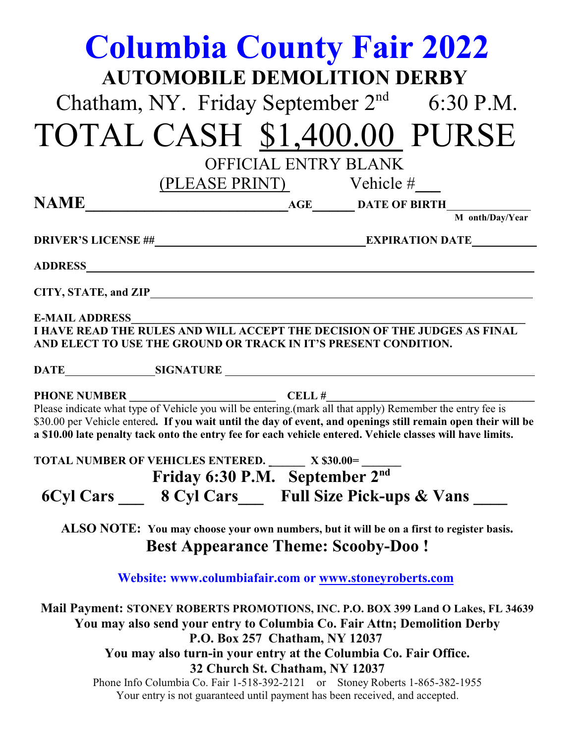# Columbia County Fair 2022

## AUTOMOBILE DEMOLITION DERBY

Chatham, NY. Friday September 2nd 6:30 P.M.

# TOTAL CASH $1,400.00 PURSE

OFFICIAL ENTRY BLANK

(PLEASE PRINT) Vehicle #___

**NAME**___________________________ **AGE**______ **DATE OF BIRTH**______________
**Month/Day/Year**

**DRIVER'S LICENSE ##**______________________________ **EXPIRATION DATE**__________

**ADDRESS**_____________________________________________________________

**CITY, STATE, and ZIP**_________________________________________________

**E-MAIL ADDRESS**______________________________________________________

**I HAVE READ THE RULES AND WILL ACCEPT THE DECISION OF THE JUDGES AS FINAL AND ELECT TO USE THE GROUND OR TRACK IN IT'S PRESENT CONDITION.**

**DATE**_______________ **SIGNATURE** ________________________________________

**PHONE NUMBER** ________________________ **CELL #**______________________________

Please indicate what type of Vehicle you will be entering.(mark all that apply) Remember the entry fee is $30.00 per Vehicle entered***.*** **If you wait until the day of event, and openings still remain open their will be a $10.00 late penalty tack onto the entry fee for each vehicle entered. Vehicle classes will have limits.**

**TOTAL NUMBER OF VEHICLES ENTERED. ______ X $30.00= _______**

**Friday 6:30 P.M. September 2nd**

**6Cyl Cars ___ 8 Cyl Cars___ Full Size Pick-ups & Vans ____**

**ALSO NOTE: You may choose your own numbers, but it will be on a first to register basis.**

**Best Appearance Theme: Scooby-Doo !**

**Website: www.columbiafair.com or www.stoneyroberts.com**

**Mail Payment: STONEY ROBERTS PROMOTIONS, INC. P.O. BOX 399 Land O Lakes, FL 34639**
**You may also send your entry to Columbia Co. Fair Attn; Demolition Derby**
**P.O. Box 257 Chatham, NY 12037**
**You may also turn-in your entry at the Columbia Co. Fair Office.**
**32 Church St. Chatham, NY 12037**

Phone Info Columbia Co. Fair 1-518-392-2121 or Stoney Roberts 1-865-382-1955

Your entry is not guaranteed until payment has been received, and accepted.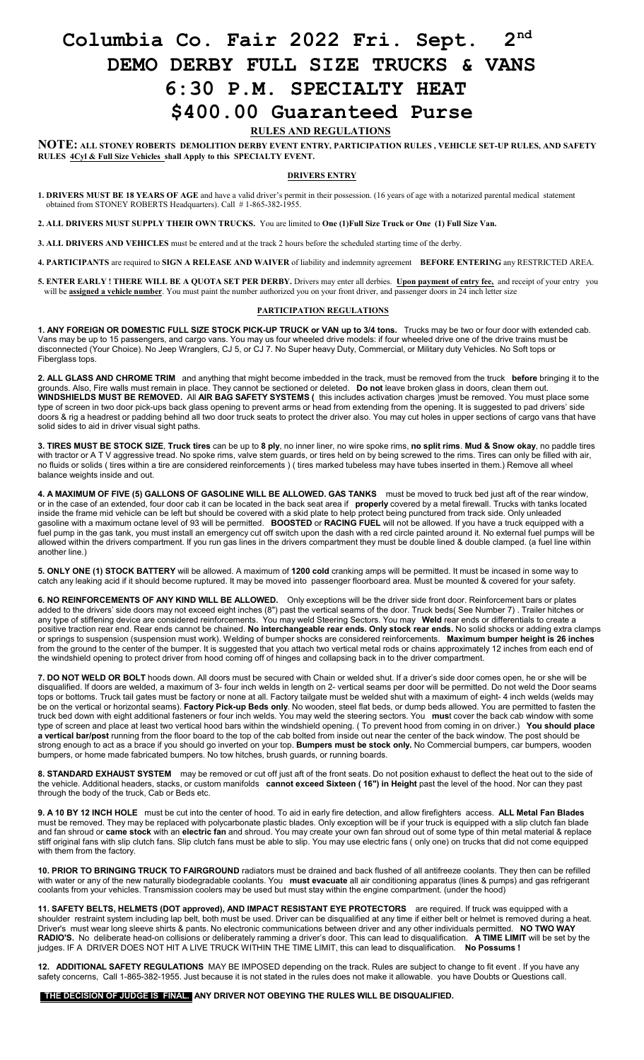# Columbia Co. Fair 2022 Fri. Sept. 2nd

# DEMO DERBY FULL SIZE TRUCKS & VANS

# 6:30 P.M. SPECIALTY HEAT

# $400.00 Guaranteed Purse

## RULES AND REGULATIONS

**NOTE: ALL STONEY ROBERTS DEMOLITION DERBY EVENT ENTRY, PARTICIPATION RULES , VEHICLE SET-UP RULES, AND SAFETY RULES 4Cyl & Full Size Vehicles shall Apply to this SPECIALTY EVENT.**

### DRIVERS ENTRY

**1. DRIVERS MUST BE 18 YEARS OF AGE** and have a valid driver's permit in their possession. (16 years of age with a notarized parental medical statement obtained from STONEY ROBERTS Headquarters). Call # 1-865-382-1955.

**2. ALL DRIVERS MUST SUPPLY THEIR OWN TRUCKS.** You are limited to **One (1)Full Size Truck or One (1) Full Size Van.**

**3. ALL DRIVERS AND VEHICLES** must be entered and at the track 2 hours before the scheduled starting time of the derby.

**4. PARTICIPANTS** are required to **SIGN A RELEASE AND WAIVER** of liability and indemnity agreement **BEFORE ENTERING** any RESTRICTED AREA.

**5. ENTER EARLY ! THERE WILL BE A QUOTA SET PER DERBY.** Drivers may enter all derbies. **Upon payment of entry fee,** and receipt of your entry you will be **assigned a vehicle number**. You must paint the number authorized you on your front driver, and passenger doors in 24 inch letter size

### PARTICIPATION REGULATIONS

**1. ANY FOREIGN OR DOMESTIC FULL SIZE STOCK PICK-UP TRUCK or VAN up to 3/4 tons.** Trucks may be two or four door with extended cab. Vans may be up to 15 passengers, and cargo vans. You may us four wheeled drive models: if four wheeled drive one of the drive trains must be disconnected (Your Choice). No Jeep Wranglers, CJ 5, or CJ 7. No Super heavy Duty, Commercial, or Military duty Vehicles. No Soft tops or Fiberglass tops.

**2. ALL GLASS AND CHROME TRIM** and anything that might become imbedded in the track, must be removed from the truck **before** bringing it to the grounds. Also, Fire walls must remain in place. They cannot be sectioned or deleted. **Do not** leave broken glass in doors, clean them out. **WINDSHIELDS MUST BE REMOVED.** All **AIR BAG SAFETY SYSTEMS (** this includes activation charges **)**must be removed. You must place some type of screen in two door pick-ups back glass opening to prevent arms or head from extending from the opening. It is suggested to pad drivers' side doors & rig a headrest or padding behind all two door truck seats to protect the driver also. You may cut holes in upper sections of cargo vans that have solid sides to aid in driver visual sight paths.

**3. TIRES MUST BE STOCK SIZE**, **Truck tires** can be up to **8 ply**, no inner liner, no wire spoke rims, **no split rims**. **Mud & Snow okay**, no paddle tires with tractor or A T V aggressive tread. No spoke rims, valve stem guards, or tires held on by being screwed to the rims. Tires can only be filled with air, no fluids or solids ( tires within a tire are considered reinforcements ) ( tires marked tubeless may have tubes inserted in them.) Remove all wheel balance weights inside and out.

**4. A MAXIMUM OF FIVE (5) GALLONS OF GASOLINE WILL BE ALLOWED. GAS TANKS** must be moved to truck bed just aft of the rear window, or in the case of an extended, four door cab it can be located in the back seat area if **properly** covered by a metal firewall. Trucks with tanks located inside the frame mid vehicle can be left but should be covered with a skid plate to help protect being punctured from track side. Only unleaded gasoline with a maximum octane level of 93 will be permitted. **BOOSTED** or **RACING FUEL** will not be allowed. If you have a truck equipped with a fuel pump in the gas tank, you must install an emergency cut off switch upon the dash with a red circle painted around it. No external fuel pumps will be allowed within the drivers compartment. If you run gas lines in the drivers compartment they must be double lined & double clamped. (a fuel line within another line.)

**5. ONLY ONE (1) STOCK BATTERY** will be allowed. A maximum of **1200 cold** cranking amps will be permitted. It must be incased in some way to catch any leaking acid if it should become ruptured. It may be moved into passenger floorboard area. Must be mounted & covered for your safety.

**6. NO REINFORCEMENTS OF ANY KIND WILL BE ALLOWED.** Only exceptions will be the driver side front door. Reinforcement bars or plates added to the drivers' side doors may not exceed eight inches (8") past the vertical seams of the door. Truck beds( See Number 7) . Trailer hitches or any type of stiffening device are considered reinforcements. You may weld Steering Sectors. You may **Weld** rear ends or differentials to create a positive traction rear end. Rear ends cannot be chained. **No interchangeable rear ends. Only stock rear ends.** No solid shocks or adding extra clamps or springs to suspension (suspension must work). Welding of bumper shocks are considered reinforcements. **Maximum bumper height is 26 inches** from the ground to the center of the bumper. It is suggested that you attach two vertical metal rods or chains approximately 12 inches from each end of the windshield opening to protect driver from hood coming off of hinges and collapsing back in to the driver compartment.

**7. DO NOT WELD OR BOLT** hoods down. All doors must be secured with Chain or welded shut. If a driver's side door comes open, he or she will be disqualified. If doors are welded, a maximum of 3- four inch welds in length on 2- vertical seams per door will be permitted. Do not weld the Door seams tops or bottoms. Truck tail gates must be factory or none at all. Factory tailgate must be welded shut with a maximum of eight- 4 inch welds (welds may be on the vertical or horizontal seams). **Factory Pick-up Beds only**. No wooden, steel flat beds, or dump beds allowed. You are permitted to fasten the truck bed down with eight additional fasteners or four inch welds. You may weld the steering sectors. You **mus**t cover the back cab window with some type of screen and place at least two vertical hood bars within the windshield opening. ( To prevent hood from coming in on driver.) **You should place a vertical bar/post** running from the floor board to the top of the cab bolted from inside out near the center of the back window. The post should be strong enough to act as a brace if you should go inverted on your top. **Bumpers must be stock only.** No Commercial bumpers, car bumpers, wooden bumpers, or home made fabricated bumpers. No tow hitches, brush guards, or running boards.

**8. STANDARD EXHAUST SYSTEM** may be removed or cut off just aft of the front seats. Do not position exhaust to deflect the heat out to the side of the vehicle. Additional headers, stacks, or custom manifolds **cannot exceed Sixteen ( 16") in Height** past the level of the hood. Nor can they past through the body of the truck, Cab or Beds etc.

**9. A 10 BY 12 INCH HOLE** must be cut into the center of hood. To aid in early fire detection, and allow firefighters access. **ALL Metal Fan Blades** must be removed. They may be replaced with polycarbonate plastic blades. Only exception will be if your truck is equipped with a slip clutch fan blade and fan shroud or **came stock** with an **electric fan** and shroud. You may create your own fan shroud out of some type of thin metal material & replace stiff original fans with slip clutch fans. Slip clutch fans must be able to slip. You may use electric fans ( only one) on trucks that did not come equipped with them from the factory.

**10. PRIOR TO BRINGING TRUCK TO FAIRGROUND** radiators must be drained and back flushed of all antifreeze coolants. They then can be refilled with water or any of the new naturally biodegradable coolants. You **must evacuate** all air conditioning apparatus (lines & pumps) and gas refrigerant coolants from your vehicles. Transmission coolers may be used but must stay within the engine compartment. (under the hood)

**11. SAFETY BELTS, HELMETS (DOT approved), AND IMPACT RESISTANT EYE PROTECTORS** are required. If truck was equipped with a shoulder restraint system including lap belt, both must be used. Driver can be disqualified at any time if either belt or helmet is removed during a heat. Driver's must wear long sleeve shirts & pants. No electronic communications between driver and any other individuals permitted. **NO TWO WAY RADIO'S.** No deliberate head-on collisions or deliberately ramming a driver's door. This can lead to disqualification. **A TIME LIMIT** will be set by the judges. IF A DRIVER DOES NOT HIT A LIVE TRUCK WITHIN THE TIME LIMIT, this can lead to disqualification. **No Possums !**

**12. ADDITIONAL SAFETY REGULATIONS** MAY BE IMPOSED depending on the track. Rules are subject to change to fit event . If you have any safety concerns, Call 1-865-382-1955. Just because it is not stated in the rules does not make it allowable. you have Doubts or Questions call.

**THE DECISION OF JUDGE IS FINAL. ANY DRIVER NOT OBEYING THE RULES WILL BE DISQUALIFIED.**